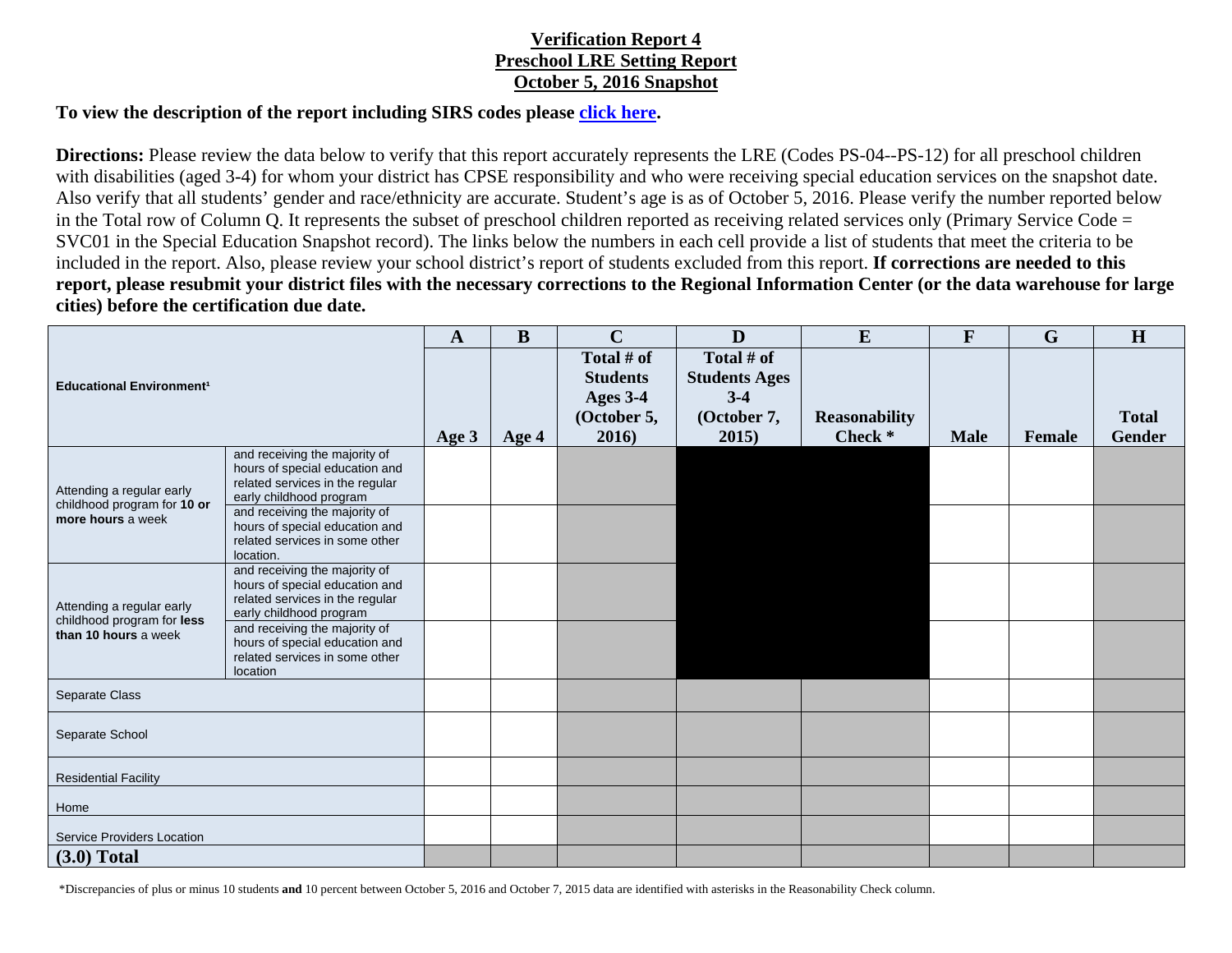**Verification Report 4**
**Preschool LRE Setting Report**
**October 5, 2016 Snapshot**

**To view the description of the report including SIRS codes please [click here](#).**

**Directions:** Please review the data below to verify that this report accurately represents the LRE (Codes PS-04--PS-12) for all preschool children with disabilities (aged 3-4) for whom your district has CPSE responsibility and who were receiving special education services on the snapshot date. Also verify that all students' gender and race/ethnicity are accurate. Student's age is as of October 5, 2016. Please verify the number reported below in the Total row of Column Q. It represents the subset of preschool children reported as receiving related services only (Primary Service Code = SVC01 in the Special Education Snapshot record). The links below the numbers in each cell provide a list of students that meet the criteria to be included in the report. Also, please review your school district's report of students excluded from this report. **If corrections are needed to this report, please resubmit your district files with the necessary corrections to the Regional Information Center (or the data warehouse for large cities) before the certification due date.**

| | | A | B | C | D | E | F | G | H |
|---|---|---|---|---|---|---|---|---|---|
| Educational Environment[1] | | Age 3 | Age 4 | Total # of Students Ages 3-4 (October 5, 2016) | Total # of Students Ages 3-4 (October 7, 2015) | Reasonability Check * | Male | Female | Total Gender |
| Attending a regular early childhood program for **10 or more hours** a week | and receiving the majority of hours of special education and related services in the regular early childhood program | | | | | | | | |
| | and receiving the majority of hours of special education and related services in some other location. | | | | | | | | |
| Attending a regular early childhood program for **less than 10 hours** a week | and receiving the majority of hours of special education and related services in the regular early childhood program | | | | | | | | |
| | and receiving the majority of hours of special education and related services in some other location | | | | | | | | |
| Separate Class | | | | | | | | | |
| Separate School | | | | | | | | | |
| Residential Facility | | | | | | | | | |
| Home | | | | | | | | | |
| Service Providers Location | | | | | | | | | |
| **(3.0) Total** | | | | | | | | | |

*Discrepancies of plus or minus 10 students **and** 10 percent between October 5, 2016 and October 7, 2015 data are identified with asterisks in the Reasonability Check column.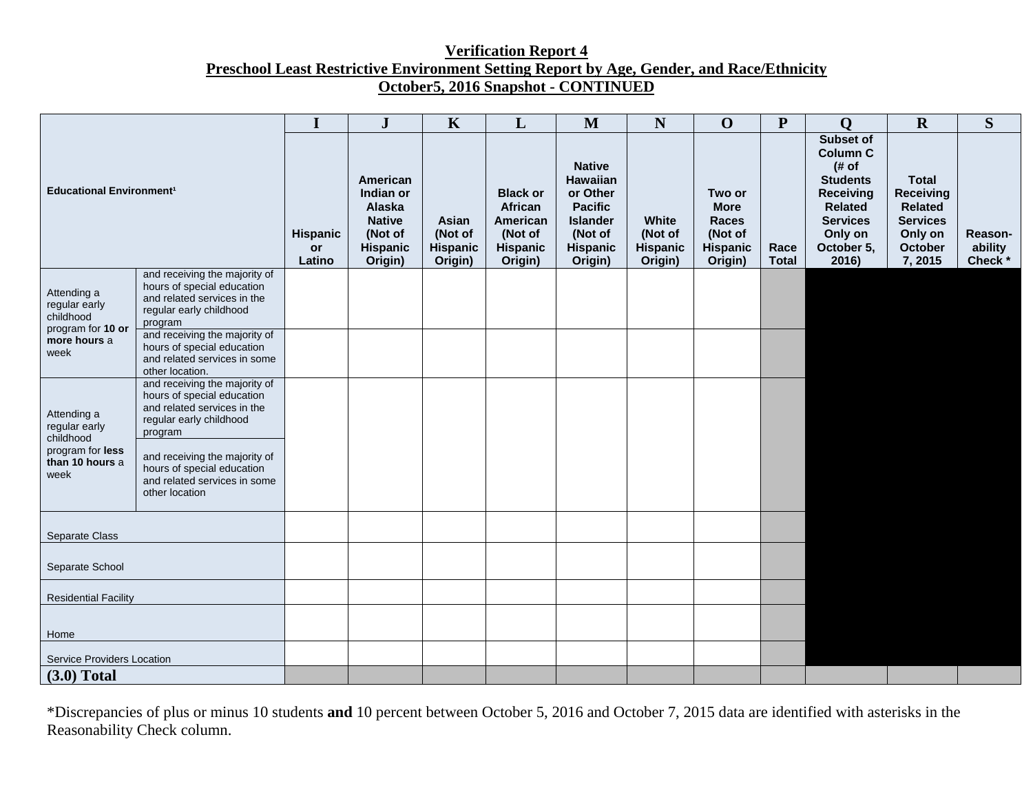**Verification Report 4**
**Preschool Least Restrictive Environment Setting Report by Age, Gender, and Race/Ethnicity**
**October5, 2016 Snapshot - CONTINUED**

| Educational Environment[1] | | I | J | K | L | M | N | O | P | Q | R | S |
|---|---|---|---|---|---|---|---|---|---|---|---|---|
| | | Hispanic or Latino | American Indian or Alaska Native (Not of Hispanic Origin) | Asian (Not of Hispanic Origin) | Black or African American (Not of Hispanic Origin) | Native Hawaiian or Other Pacific Islander (Not of Hispanic Origin) | White (Not of Hispanic Origin) | Two or More Races (Not of Hispanic Origin) | Race Total | Subset of Column C (# of Students Receiving Related Services Only on October 5, 2016) | Total Receiving Related Services Only on October 7, 2015 | Reason-ability Check * |
| Attending a regular early childhood program for **10 or more hours** a week | and receiving the majority of hours of special education and related services in the regular early childhood program | | | | | | | | | | | |
| | and receiving the majority of hours of special education and related services in some other location. | | | | | | | | | | | |
| Attending a regular early childhood program for **less than 10 hours** a week | and receiving the majority of hours of special education and related services in the regular early childhood program | | | | | | | | | | | |
| | and receiving the majority of hours of special education and related services in some other location | | | | | | | | | | | |
| Separate Class | | | | | | | | | | | | |
| Separate School | | | | | | | | | | | | |
| Residential Facility | | | | | | | | | | | | |
| Home | | | | | | | | | | | | |
| Service Providers Location | | | | | | | | | | | | |
| **(3.0) Total** | | | | | | | | | | | | |

*Discrepancies of plus or minus 10 students **and** 10 percent between October 5, 2016 and October 7, 2015 data are identified with asterisks in the Reasonability Check column.